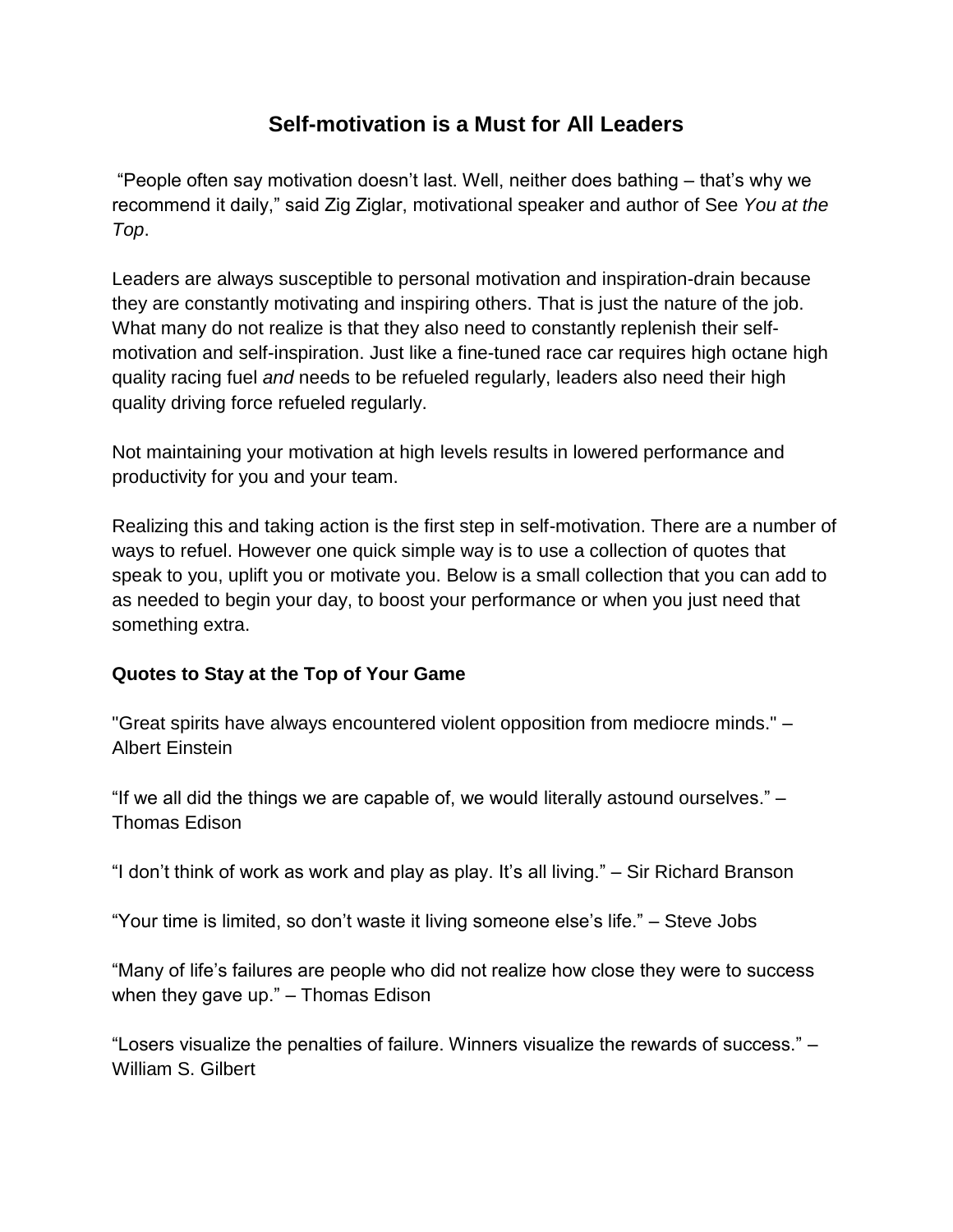# Self-motivation is a Must for All Leaders

"People often say motivation doesn't last. Well, neither does bathing – that's why we recommend it daily," said Zig Ziglar, motivational speaker and author of See *You at the Top*.

Leaders are always susceptible to personal motivation and inspiration-drain because they are constantly motivating and inspiring others. That is just the nature of the job. What many do not realize is that they also need to constantly replenish their self-motivation and self-inspiration. Just like a fine-tuned race car requires high octane high quality racing fuel *and* needs to be refueled regularly, leaders also need their high quality driving force refueled regularly.

Not maintaining your motivation at high levels results in lowered performance and productivity for you and your team.

Realizing this and taking action is the first step in self-motivation. There are a number of ways to refuel. However one quick simple way is to use a collection of quotes that speak to you, uplift you or motivate you. Below is a small collection that you can add to as needed to begin your day, to boost your performance or when you just need that something extra.

**Quotes to Stay at the Top of Your Game**

"Great spirits have always encountered violent opposition from mediocre minds." – Albert Einstein

"If we all did the things we are capable of, we would literally astound ourselves." – Thomas Edison

"I don't think of work as work and play as play. It's all living." – Sir Richard Branson

"Your time is limited, so don't waste it living someone else's life." – Steve Jobs

"Many of life's failures are people who did not realize how close they were to success when they gave up." – Thomas Edison

"Losers visualize the penalties of failure. Winners visualize the rewards of success." – William S. Gilbert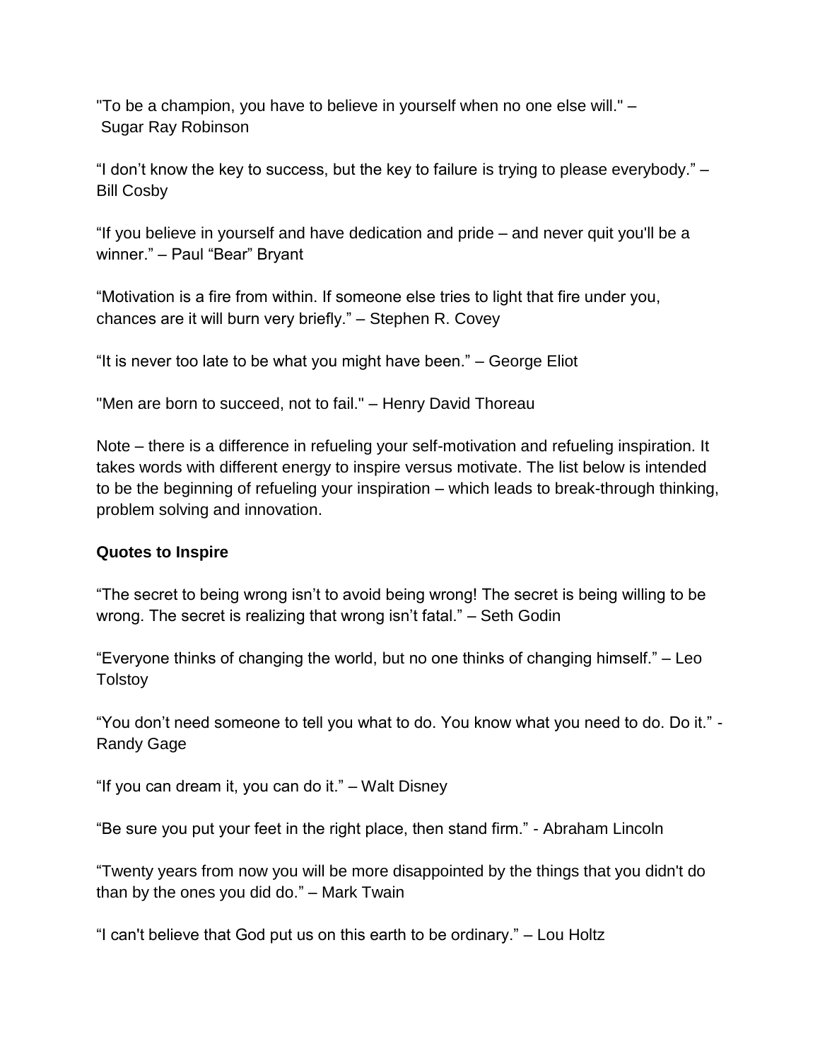"To be a champion, you have to believe in yourself when no one else will." – Sugar Ray Robinson

“I don’t know the key to success, but the key to failure is trying to please everybody.” – Bill Cosby

“If you believe in yourself and have dedication and pride – and never quit you'll be a winner.” – Paul “Bear” Bryant

“Motivation is a fire from within. If someone else tries to light that fire under you, chances are it will burn very briefly.” – Stephen R. Covey

“It is never too late to be what you might have been.” – George Eliot

"Men are born to succeed, not to fail." – Henry David Thoreau

Note – there is a difference in refueling your self-motivation and refueling inspiration. It takes words with different energy to inspire versus motivate. The list below is intended to be the beginning of refueling your inspiration – which leads to break-through thinking, problem solving and innovation.

**Quotes to Inspire**

“The secret to being wrong isn’t to avoid being wrong! The secret is being willing to be wrong. The secret is realizing that wrong isn’t fatal.” – Seth Godin

“Everyone thinks of changing the world, but no one thinks of changing himself.” – Leo Tolstoy

“You don’t need someone to tell you what to do. You know what you need to do. Do it.” - Randy Gage

“If you can dream it, you can do it.” – Walt Disney

“Be sure you put your feet in the right place, then stand firm.” - Abraham Lincoln

“Twenty years from now you will be more disappointed by the things that you didn't do than by the ones you did do.” – Mark Twain

“I can't believe that God put us on this earth to be ordinary.” – Lou Holtz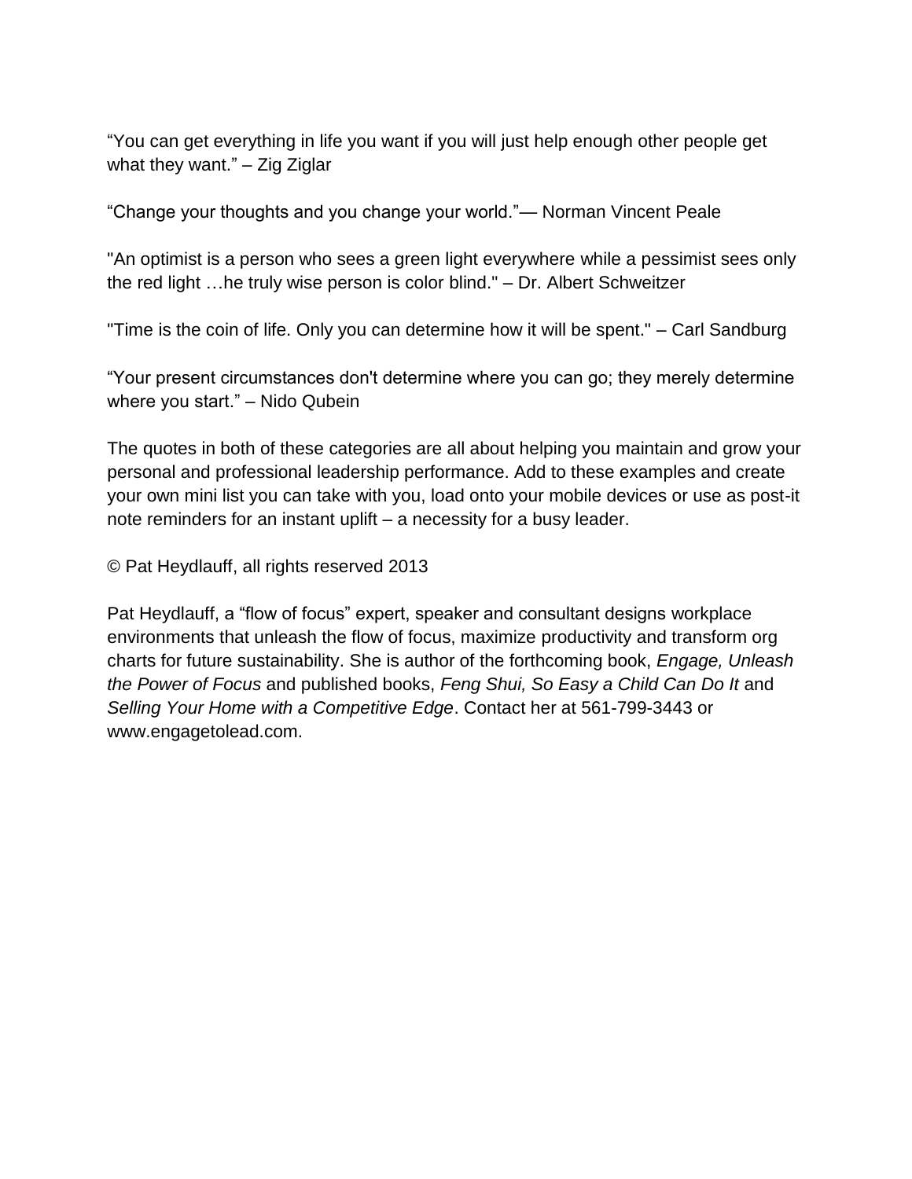"You can get everything in life you want if you will just help enough other people get what they want." – Zig Ziglar

"Change your thoughts and you change your world."— Norman Vincent Peale

"An optimist is a person who sees a green light everywhere while a pessimist sees only the red light …he truly wise person is color blind." – Dr. Albert Schweitzer

"Time is the coin of life. Only you can determine how it will be spent." – Carl Sandburg

"Your present circumstances don't determine where you can go; they merely determine where you start." – Nido Qubein

The quotes in both of these categories are all about helping you maintain and grow your personal and professional leadership performance. Add to these examples and create your own mini list you can take with you, load onto your mobile devices or use as post-it note reminders for an instant uplift – a necessity for a busy leader.

© Pat Heydlauff, all rights reserved 2013

Pat Heydlauff, a "flow of focus" expert, speaker and consultant designs workplace environments that unleash the flow of focus, maximize productivity and transform org charts for future sustainability. She is author of the forthcoming book, *Engage, Unleash the Power of Focus* and published books, *Feng Shui, So Easy a Child Can Do It* and *Selling Your Home with a Competitive Edge*. Contact her at 561-799-3443 or www.engagetolead.com.